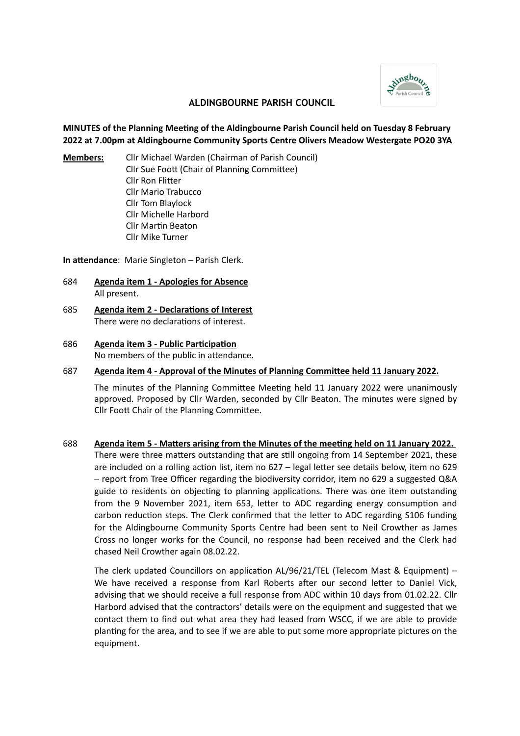# ALDINGBOURNE PARISH COUNCIL

**MINUTES of the Planning Meeting of the Aldingbourne Parish Council held on Tuesday 8 February 2022 at 7.00pm at Aldingbourne Community Sports Centre Olivers Meadow Westergate PO20 3YA**

**Members:**
Cllr Michael Warden (Chairman of Parish Council)
Cllr Sue Foott (Chair of Planning Committee)
Cllr Ron Flitter
Cllr Mario Trabucco
Cllr Tom Blaylock
Cllr Michelle Harbord
Cllr Martin Beaton
Cllr Mike Turner

**In attendance**: Marie Singleton – Parish Clerk.

684 **Agenda item 1 - Apologies for Absence**
All present.

685 **Agenda item 2 - Declarations of Interest**
There were no declarations of interest.

686 **Agenda item 3 - Public Participation**
No members of the public in attendance.

687 **Agenda item 4 - Approval of the Minutes of Planning Committee held 11 January 2022.**

The minutes of the Planning Committee Meeting held 11 January 2022 were unanimously approved. Proposed by Cllr Warden, seconded by Cllr Beaton. The minutes were signed by Cllr Foott Chair of the Planning Committee.

688 **Agenda item 5 - Matters arising from the Minutes of the meeting held on 11 January 2022.**
There were three matters outstanding that are still ongoing from 14 September 2021, these are included on a rolling action list, item no 627 – legal letter see details below, item no 629 – report from Tree Officer regarding the biodiversity corridor, item no 629 a suggested Q&A guide to residents on objecting to planning applications. There was one item outstanding from the 9 November 2021, item 653, letter to ADC regarding energy consumption and carbon reduction steps. The Clerk confirmed that the letter to ADC regarding S106 funding for the Aldingbourne Community Sports Centre had been sent to Neil Crowther as James Cross no longer works for the Council, no response had been received and the Clerk had chased Neil Crowther again 08.02.22.

The clerk updated Councillors on application AL/96/21/TEL (Telecom Mast & Equipment) – We have received a response from Karl Roberts after our second letter to Daniel Vick, advising that we should receive a full response from ADC within 10 days from 01.02.22. Cllr Harbord advised that the contractors' details were on the equipment and suggested that we contact them to find out what area they had leased from WSCC, if we are able to provide planting for the area, and to see if we are able to put some more appropriate pictures on the equipment.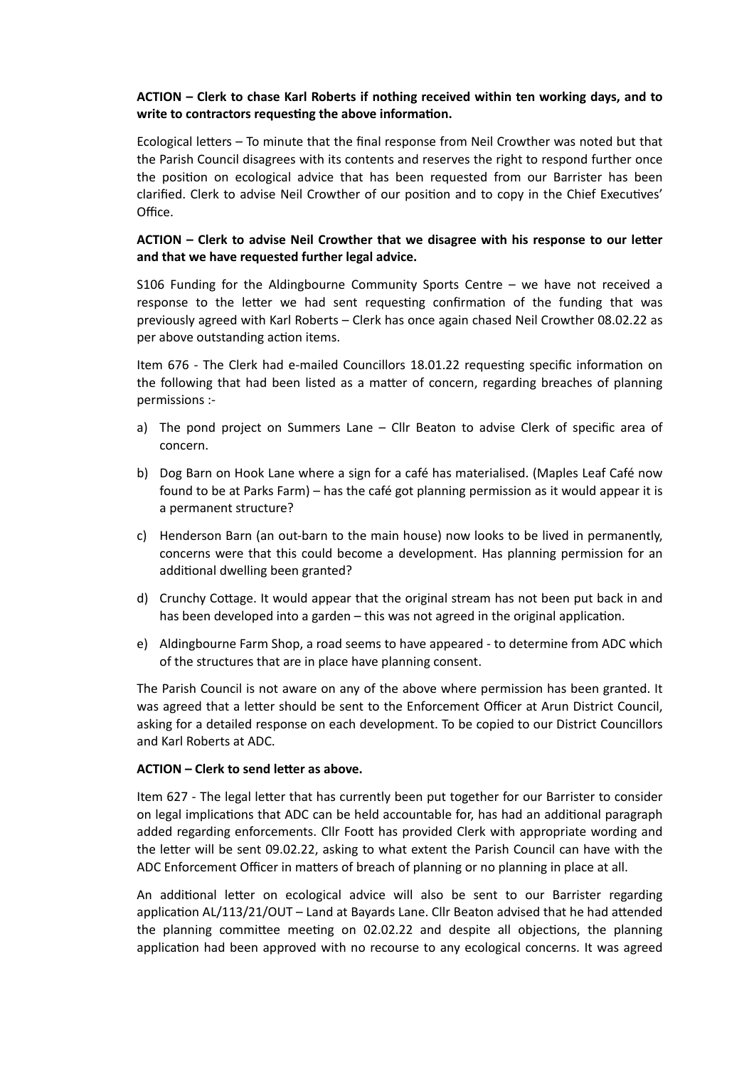**ACTION – Clerk to chase Karl Roberts if nothing received within ten working days, and to write to contractors requesting the above information.**

Ecological letters – To minute that the final response from Neil Crowther was noted but that the Parish Council disagrees with its contents and reserves the right to respond further once the position on ecological advice that has been requested from our Barrister has been clarified. Clerk to advise Neil Crowther of our position and to copy in the Chief Executives' Office.

**ACTION – Clerk to advise Neil Crowther that we disagree with his response to our letter and that we have requested further legal advice.**

S106 Funding for the Aldingbourne Community Sports Centre – we have not received a response to the letter we had sent requesting confirmation of the funding that was previously agreed with Karl Roberts – Clerk has once again chased Neil Crowther 08.02.22 as per above outstanding action items.

Item 676 - The Clerk had e-mailed Councillors 18.01.22 requesting specific information on the following that had been listed as a matter of concern, regarding breaches of planning permissions :-

a) The pond project on Summers Lane – Cllr Beaton to advise Clerk of specific area of concern.

b) Dog Barn on Hook Lane where a sign for a café has materialised. (Maples Leaf Café now found to be at Parks Farm) – has the café got planning permission as it would appear it is a permanent structure?

c) Henderson Barn (an out-barn to the main house) now looks to be lived in permanently, concerns were that this could become a development. Has planning permission for an additional dwelling been granted?

d) Crunchy Cottage. It would appear that the original stream has not been put back in and has been developed into a garden – this was not agreed in the original application.

e) Aldingbourne Farm Shop, a road seems to have appeared - to determine from ADC which of the structures that are in place have planning consent.

The Parish Council is not aware on any of the above where permission has been granted. It was agreed that a letter should be sent to the Enforcement Officer at Arun District Council, asking for a detailed response on each development. To be copied to our District Councillors and Karl Roberts at ADC.

**ACTION – Clerk to send letter as above.**

Item 627 - The legal letter that has currently been put together for our Barrister to consider on legal implications that ADC can be held accountable for, has had an additional paragraph added regarding enforcements. Cllr Foott has provided Clerk with appropriate wording and the letter will be sent 09.02.22, asking to what extent the Parish Council can have with the ADC Enforcement Officer in matters of breach of planning or no planning in place at all.

An additional letter on ecological advice will also be sent to our Barrister regarding application AL/113/21/OUT – Land at Bayards Lane. Cllr Beaton advised that he had attended the planning committee meeting on 02.02.22 and despite all objections, the planning application had been approved with no recourse to any ecological concerns. It was agreed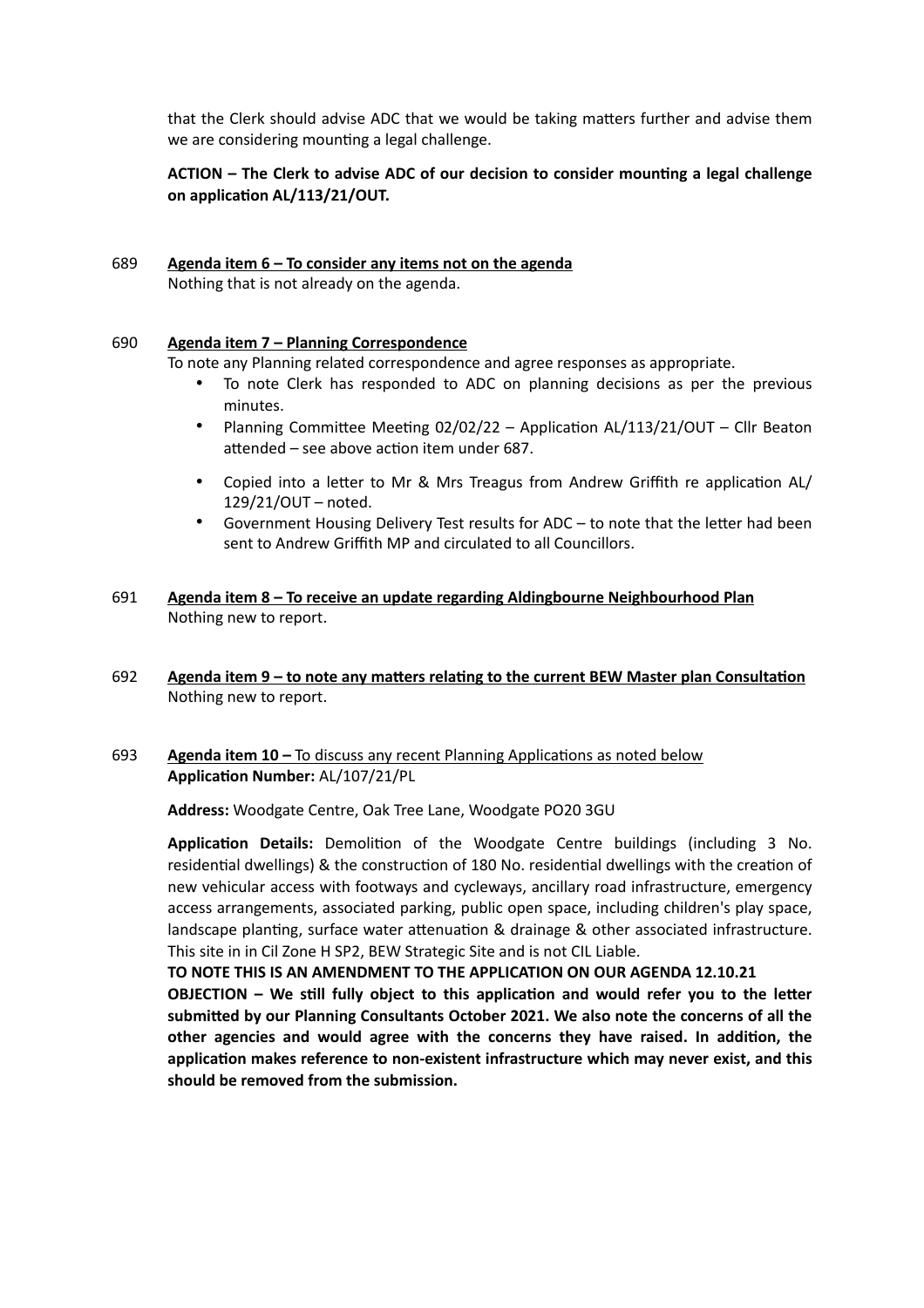that the Clerk should advise ADC that we would be taking matters further and advise them we are considering mounting a legal challenge.

**ACTION – The Clerk to advise ADC of our decision to consider mounting a legal challenge on application AL/113/21/OUT.**

689 **<u>Agenda item 6 – To consider any items not on the agenda</u>**
Nothing that is not already on the agenda.

690 **<u>Agenda item 7 – Planning Correspondence</u>**
To note any Planning related correspondence and agree responses as appropriate.

- To note Clerk has responded to ADC on planning decisions as per the previous minutes.
- Planning Committee Meeting 02/02/22 – Application AL/113/21/OUT – Cllr Beaton attended – see above action item under 687.
- Copied into a letter to Mr & Mrs Treagus from Andrew Griffith re application AL/129/21/OUT – noted.
- Government Housing Delivery Test results for ADC – to note that the letter had been sent to Andrew Griffith MP and circulated to all Councillors.

691 **<u>Agenda item 8 – To receive an update regarding Aldingbourne Neighbourhood Plan</u>**
Nothing new to report.

692 **<u>Agenda item 9 – to note any matters relating to the current BEW Master plan Consultation</u>**
Nothing new to report.

693 **<u>Agenda item 10 –</u>** <u>To discuss any recent Planning Applications as noted below</u>
**Application Number:** AL/107/21/PL

**Address:** Woodgate Centre, Oak Tree Lane, Woodgate PO20 3GU

**Application Details:** Demolition of the Woodgate Centre buildings (including 3 No. residential dwellings) & the construction of 180 No. residential dwellings with the creation of new vehicular access with footways and cycleways, ancillary road infrastructure, emergency access arrangements, associated parking, public open space, including children's play space, landscape planting, surface water attenuation & drainage & other associated infrastructure. This site in in Cil Zone H SP2, BEW Strategic Site and is not CIL Liable.

**TO NOTE THIS IS AN AMENDMENT TO THE APPLICATION ON OUR AGENDA 12.10.21**

**OBJECTION – We still fully object to this application and would refer you to the letter submitted by our Planning Consultants October 2021. We also note the concerns of all the other agencies and would agree with the concerns they have raised. In addition, the application makes reference to non-existent infrastructure which may never exist, and this should be removed from the submission.**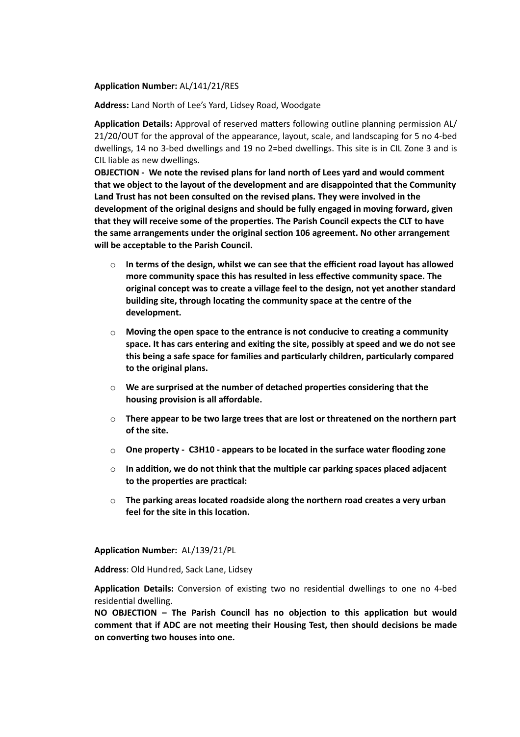**Application Number:** AL/141/21/RES

**Address:** Land North of Lee's Yard, Lidsey Road, Woodgate

**Application Details:** Approval of reserved matters following outline planning permission AL/21/20/OUT for the approval of the appearance, layout, scale, and landscaping for 5 no 4-bed dwellings, 14 no 3-bed dwellings and 19 no 2=bed dwellings. This site is in CIL Zone 3 and is CIL liable as new dwellings.

**OBJECTION - We note the revised plans for land north of Lees yard and would comment that we object to the layout of the development and are disappointed that the Community Land Trust has not been consulted on the revised plans. They were involved in the development of the original designs and should be fully engaged in moving forward, given that they will receive some of the properties. The Parish Council expects the CLT to have the same arrangements under the original section 106 agreement. No other arrangement will be acceptable to the Parish Council.**

- **In terms of the design, whilst we can see that the efficient road layout has allowed more community space this has resulted in less effective community space. The original concept was to create a village feel to the design, not yet another standard building site, through locating the community space at the centre of the development.**
- **Moving the open space to the entrance is not conducive to creating a community space. It has cars entering and exiting the site, possibly at speed and we do not see this being a safe space for families and particularly children, particularly compared to the original plans.**
- **We are surprised at the number of detached properties considering that the housing provision is all affordable.**
- **There appear to be two large trees that are lost or threatened on the northern part of the site.**
- **One property - C3H10 - appears to be located in the surface water flooding zone**
- **In addition, we do not think that the multiple car parking spaces placed adjacent to the properties are practical:**
- **The parking areas located roadside along the northern road creates a very urban feel for the site in this location.**

**Application Number:** AL/139/21/PL

**Address**: Old Hundred, Sack Lane, Lidsey

**Application Details:** Conversion of existing two no residential dwellings to one no 4-bed residential dwelling.

**NO OBJECTION – The Parish Council has no objection to this application but would comment that if ADC are not meeting their Housing Test, then should decisions be made on converting two houses into one.**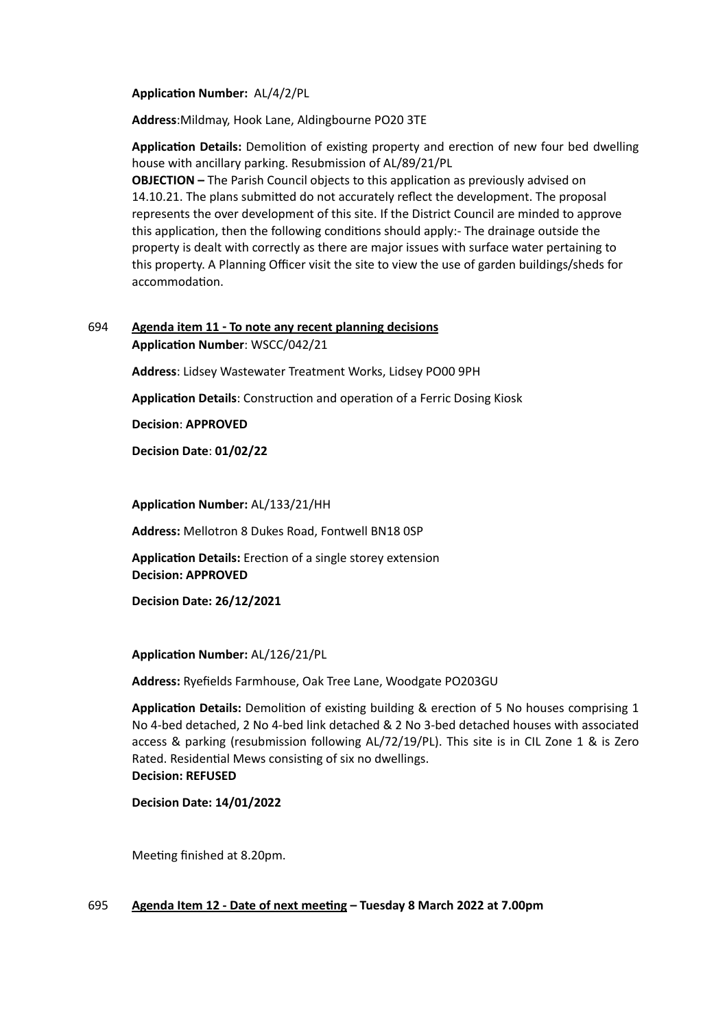**Application Number:** AL/4/2/PL

**Address**:Mildmay, Hook Lane, Aldingbourne PO20 3TE

**Application Details:** Demolition of existing property and erection of new four bed dwelling house with ancillary parking. Resubmission of AL/89/21/PL
**OBJECTION –** The Parish Council objects to this application as previously advised on 14.10.21. The plans submitted do not accurately reflect the development. The proposal represents the over development of this site. If the District Council are minded to approve this application, then the following conditions should apply:- The drainage outside the property is dealt with correctly as there are major issues with surface water pertaining to this property. A Planning Officer visit the site to view the use of garden buildings/sheds for accommodation.

694 **Agenda item 11 - To note any recent planning decisions**

**Application Number**: WSCC/042/21

**Address**: Lidsey Wastewater Treatment Works, Lidsey PO00 9PH

**Application Details**: Construction and operation of a Ferric Dosing Kiosk

**Decision**: **APPROVED**

**Decision Date**: **01/02/22**

**Application Number:** AL/133/21/HH

**Address:** Mellotron 8 Dukes Road, Fontwell BN18 0SP

**Application Details:** Erection of a single storey extension
**Decision: APPROVED**

**Decision Date: 26/12/2021**

**Application Number:** AL/126/21/PL

**Address:** Ryefields Farmhouse, Oak Tree Lane, Woodgate PO203GU

**Application Details:** Demolition of existing building & erection of 5 No houses comprising 1 No 4-bed detached, 2 No 4-bed link detached & 2 No 3-bed detached houses with associated access & parking (resubmission following AL/72/19/PL). This site is in CIL Zone 1 & is Zero Rated. Residential Mews consisting of six no dwellings.
**Decision: REFUSED**

**Decision Date: 14/01/2022**

Meeting finished at 8.20pm.

695 **Agenda Item 12 - Date of next meeting – Tuesday 8 March 2022 at 7.00pm**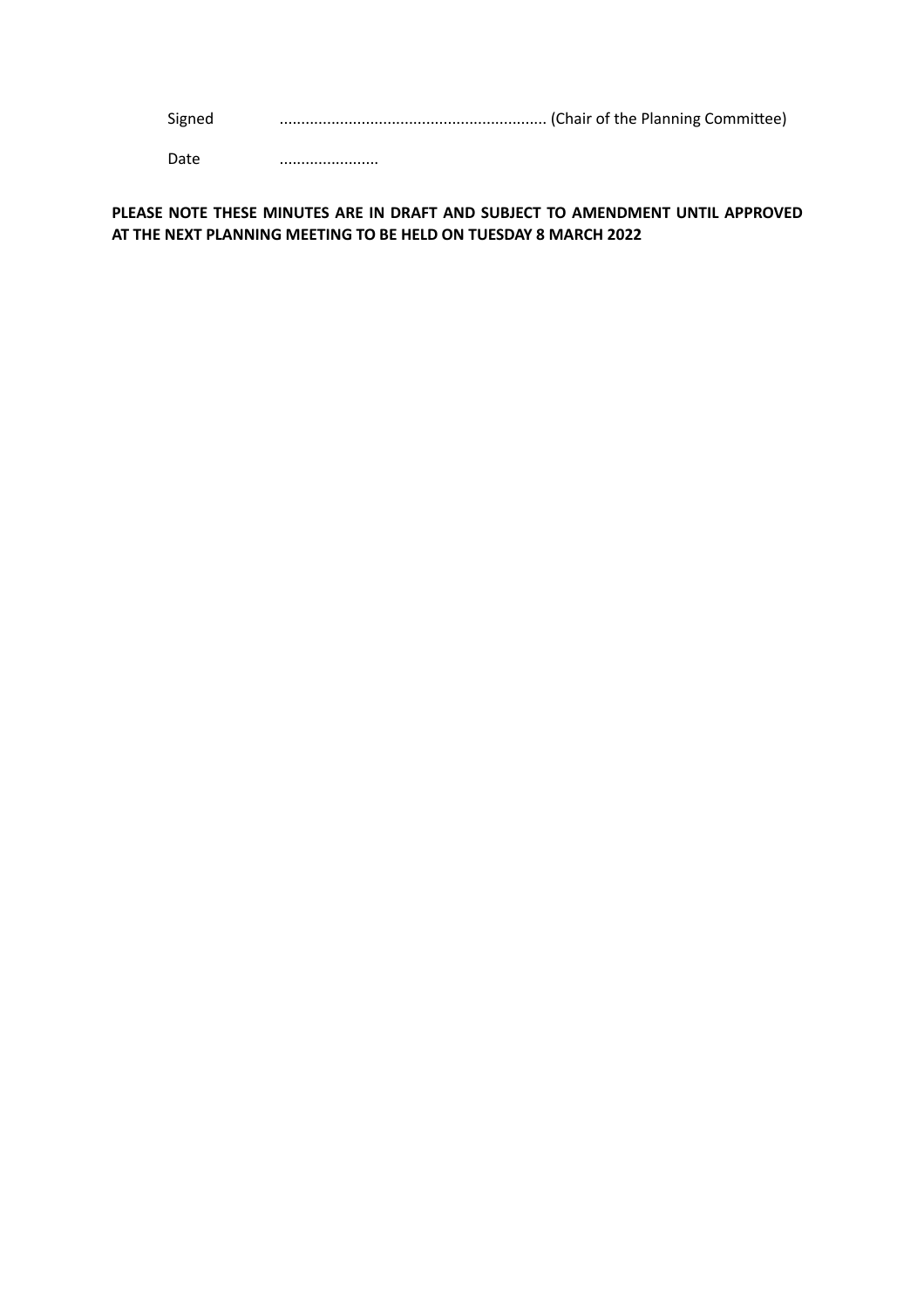Signed ............................................................ (Chair of the Planning Committee)

Date ......................

**PLEASE NOTE THESE MINUTES ARE IN DRAFT AND SUBJECT TO AMENDMENT UNTIL APPROVED AT THE NEXT PLANNING MEETING TO BE HELD ON TUESDAY 8 MARCH 2022**